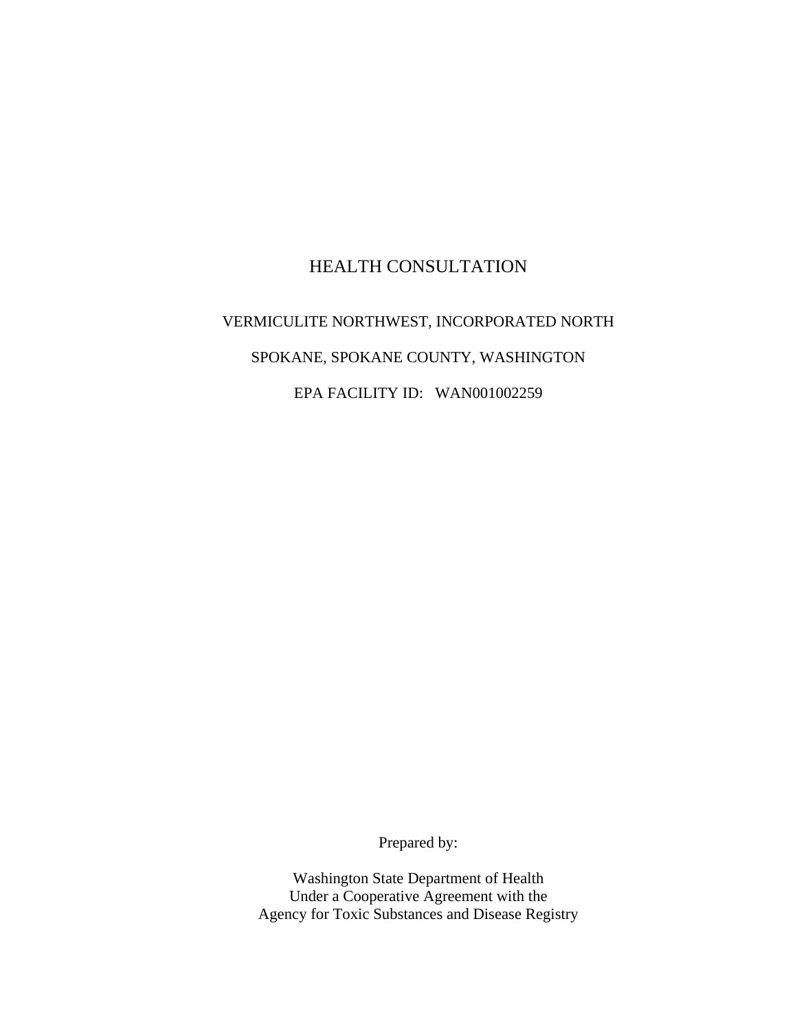# HEALTH CONSULTATION

VERMICULITE NORTHWEST, INCORPORATED NORTH

SPOKANE, SPOKANE COUNTY, WASHINGTON

EPA FACILITY ID: WAN001002259

Prepared by:

Washington State Department of Health
Under a Cooperative Agreement with the
Agency for Toxic Substances and Disease Registry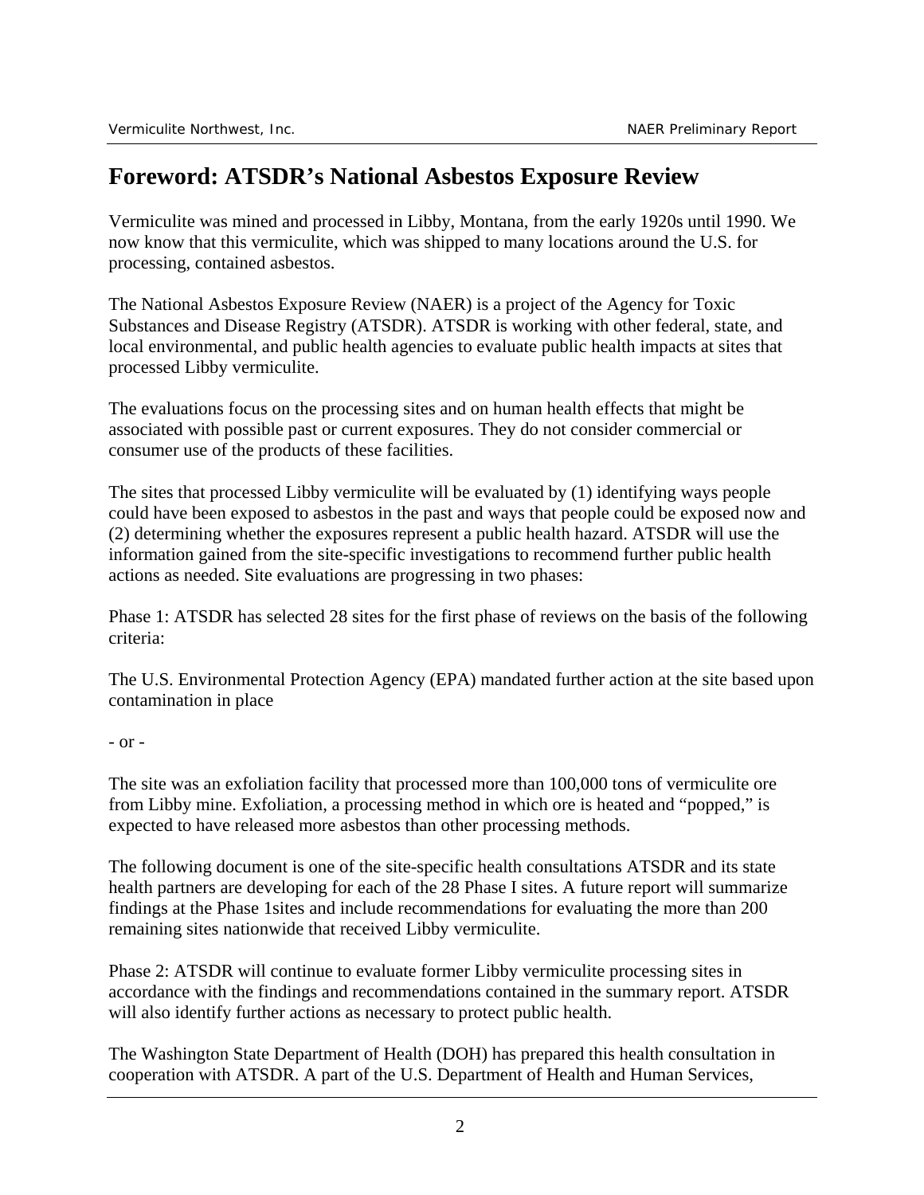# Foreword: ATSDR's National Asbestos Exposure Review

Vermiculite was mined and processed in Libby, Montana, from the early 1920s until 1990. We now know that this vermiculite, which was shipped to many locations around the U.S. for processing, contained asbestos.

The National Asbestos Exposure Review (NAER) is a project of the Agency for Toxic Substances and Disease Registry (ATSDR). ATSDR is working with other federal, state, and local environmental, and public health agencies to evaluate public health impacts at sites that processed Libby vermiculite.

The evaluations focus on the processing sites and on human health effects that might be associated with possible past or current exposures. They do not consider commercial or consumer use of the products of these facilities.

The sites that processed Libby vermiculite will be evaluated by (1) identifying ways people could have been exposed to asbestos in the past and ways that people could be exposed now and (2) determining whether the exposures represent a public health hazard. ATSDR will use the information gained from the site-specific investigations to recommend further public health actions as needed. Site evaluations are progressing in two phases:

Phase 1: ATSDR has selected 28 sites for the first phase of reviews on the basis of the following criteria:

The U.S. Environmental Protection Agency (EPA) mandated further action at the site based upon contamination in place

- or -

The site was an exfoliation facility that processed more than 100,000 tons of vermiculite ore from Libby mine. Exfoliation, a processing method in which ore is heated and "popped," is expected to have released more asbestos than other processing methods.

The following document is one of the site-specific health consultations ATSDR and its state health partners are developing for each of the 28 Phase I sites. A future report will summarize findings at the Phase 1sites and include recommendations for evaluating the more than 200 remaining sites nationwide that received Libby vermiculite.

Phase 2: ATSDR will continue to evaluate former Libby vermiculite processing sites in accordance with the findings and recommendations contained in the summary report. ATSDR will also identify further actions as necessary to protect public health.

The Washington State Department of Health (DOH) has prepared this health consultation in cooperation with ATSDR. A part of the U.S. Department of Health and Human Services,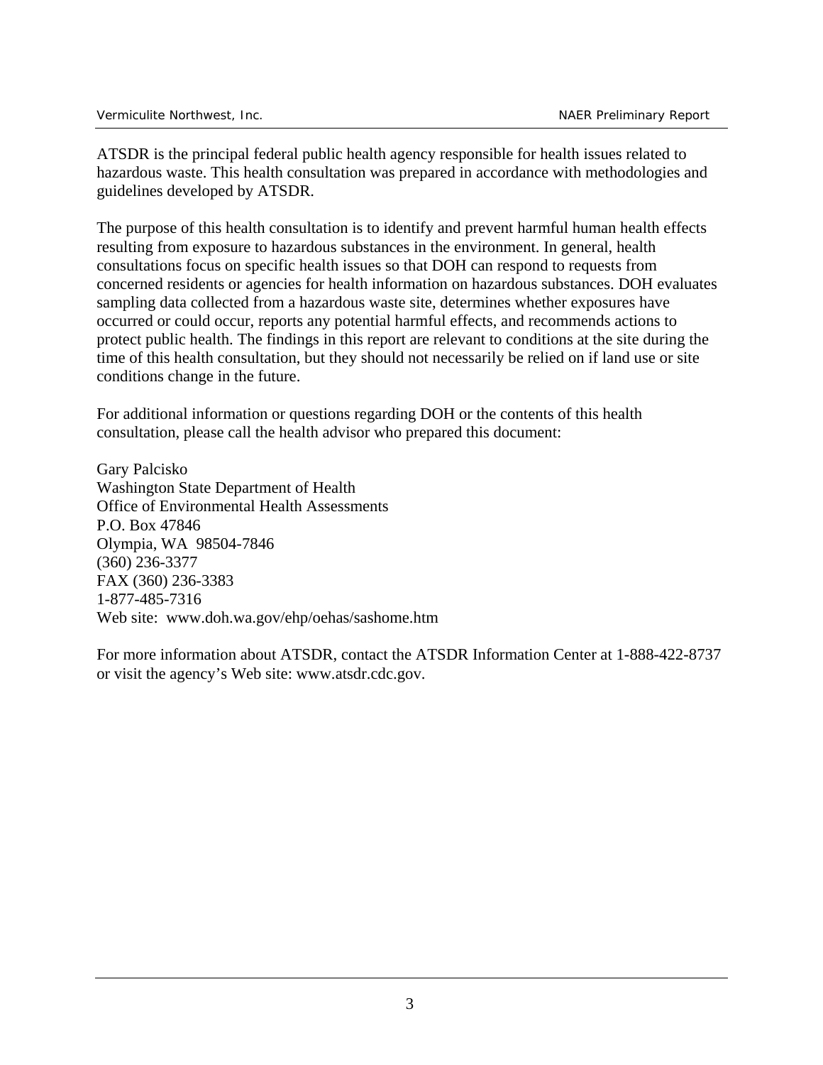ATSDR is the principal federal public health agency responsible for health issues related to hazardous waste. This health consultation was prepared in accordance with methodologies and guidelines developed by ATSDR.

The purpose of this health consultation is to identify and prevent harmful human health effects resulting from exposure to hazardous substances in the environment. In general, health consultations focus on specific health issues so that DOH can respond to requests from concerned residents or agencies for health information on hazardous substances. DOH evaluates sampling data collected from a hazardous waste site, determines whether exposures have occurred or could occur, reports any potential harmful effects, and recommends actions to protect public health. The findings in this report are relevant to conditions at the site during the time of this health consultation, but they should not necessarily be relied on if land use or site conditions change in the future.

For additional information or questions regarding DOH or the contents of this health consultation, please call the health advisor who prepared this document:

Gary Palcisko  
Washington State Department of Health  
Office of Environmental Health Assessments  
P.O. Box 47846  
Olympia, WA 98504-7846  
(360) 236-3377  
FAX (360) 236-3383  
1-877-485-7316  
Web site: www.doh.wa.gov/ehp/oehas/sashome.htm

For more information about ATSDR, contact the ATSDR Information Center at 1-888-422-8737 or visit the agency's Web site: www.atsdr.cdc.gov.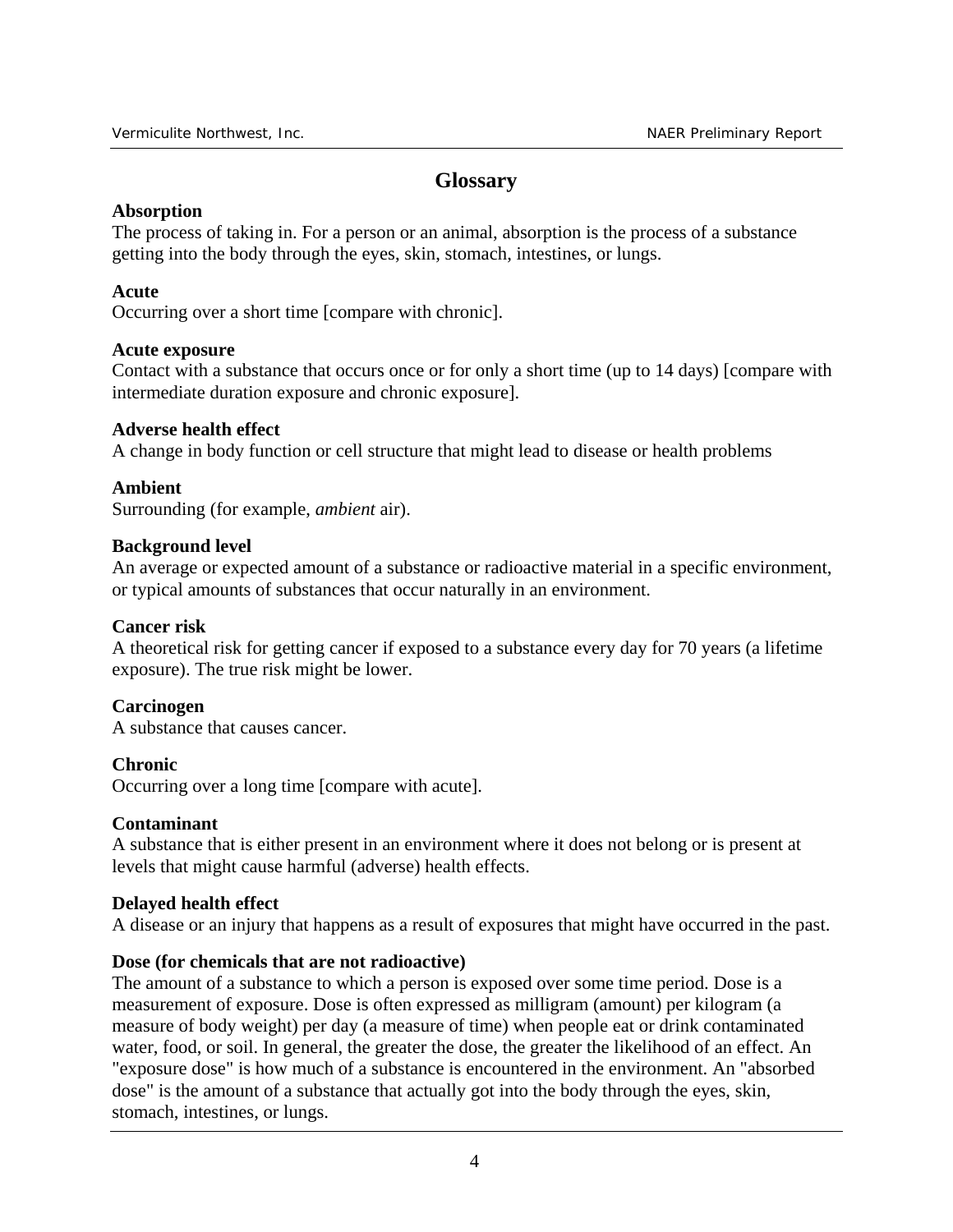# Glossary

**Absorption**
The process of taking in. For a person or an animal, absorption is the process of a substance getting into the body through the eyes, skin, stomach, intestines, or lungs.

**Acute**
Occurring over a short time [compare with chronic].

**Acute exposure**
Contact with a substance that occurs once or for only a short time (up to 14 days) [compare with intermediate duration exposure and chronic exposure].

**Adverse health effect**
A change in body function or cell structure that might lead to disease or health problems

**Ambient**
Surrounding (for example, *ambient* air).

**Background level**
An average or expected amount of a substance or radioactive material in a specific environment, or typical amounts of substances that occur naturally in an environment.

**Cancer risk**
A theoretical risk for getting cancer if exposed to a substance every day for 70 years (a lifetime exposure). The true risk might be lower.

**Carcinogen**
A substance that causes cancer.

**Chronic**
Occurring over a long time [compare with acute].

**Contaminant**
A substance that is either present in an environment where it does not belong or is present at levels that might cause harmful (adverse) health effects.

**Delayed health effect**
A disease or an injury that happens as a result of exposures that might have occurred in the past.

**Dose (for chemicals that are not radioactive)**
The amount of a substance to which a person is exposed over some time period. Dose is a measurement of exposure. Dose is often expressed as milligram (amount) per kilogram (a measure of body weight) per day (a measure of time) when people eat or drink contaminated water, food, or soil. In general, the greater the dose, the greater the likelihood of an effect. An "exposure dose" is how much of a substance is encountered in the environment. An "absorbed dose" is the amount of a substance that actually got into the body through the eyes, skin, stomach, intestines, or lungs.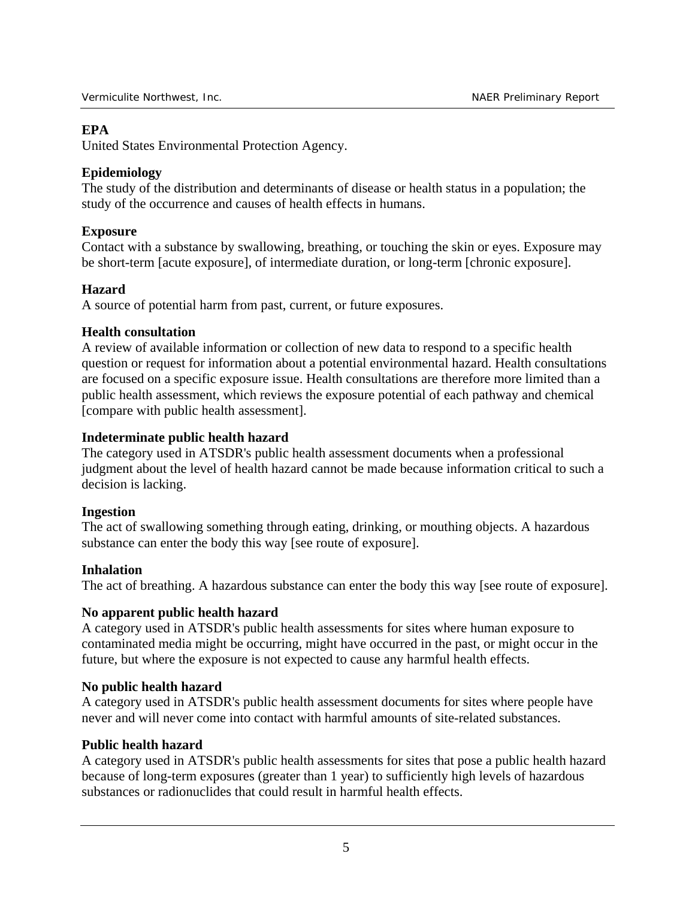**EPA**
United States Environmental Protection Agency.

**Epidemiology**
The study of the distribution and determinants of disease or health status in a population; the study of the occurrence and causes of health effects in humans.

**Exposure**
Contact with a substance by swallowing, breathing, or touching the skin or eyes. Exposure may be short-term [acute exposure], of intermediate duration, or long-term [chronic exposure].

**Hazard**
A source of potential harm from past, current, or future exposures.

**Health consultation**
A review of available information or collection of new data to respond to a specific health question or request for information about a potential environmental hazard. Health consultations are focused on a specific exposure issue. Health consultations are therefore more limited than a public health assessment, which reviews the exposure potential of each pathway and chemical [compare with public health assessment].

**Indeterminate public health hazard**
The category used in ATSDR's public health assessment documents when a professional judgment about the level of health hazard cannot be made because information critical to such a decision is lacking.

**Ingestion**
The act of swallowing something through eating, drinking, or mouthing objects. A hazardous substance can enter the body this way [see route of exposure].

**Inhalation**
The act of breathing. A hazardous substance can enter the body this way [see route of exposure].

**No apparent public health hazard**
A category used in ATSDR's public health assessments for sites where human exposure to contaminated media might be occurring, might have occurred in the past, or might occur in the future, but where the exposure is not expected to cause any harmful health effects.

**No public health hazard**
A category used in ATSDR's public health assessment documents for sites where people have never and will never come into contact with harmful amounts of site-related substances.

**Public health hazard**
A category used in ATSDR's public health assessments for sites that pose a public health hazard because of long-term exposures (greater than 1 year) to sufficiently high levels of hazardous substances or radionuclides that could result in harmful health effects.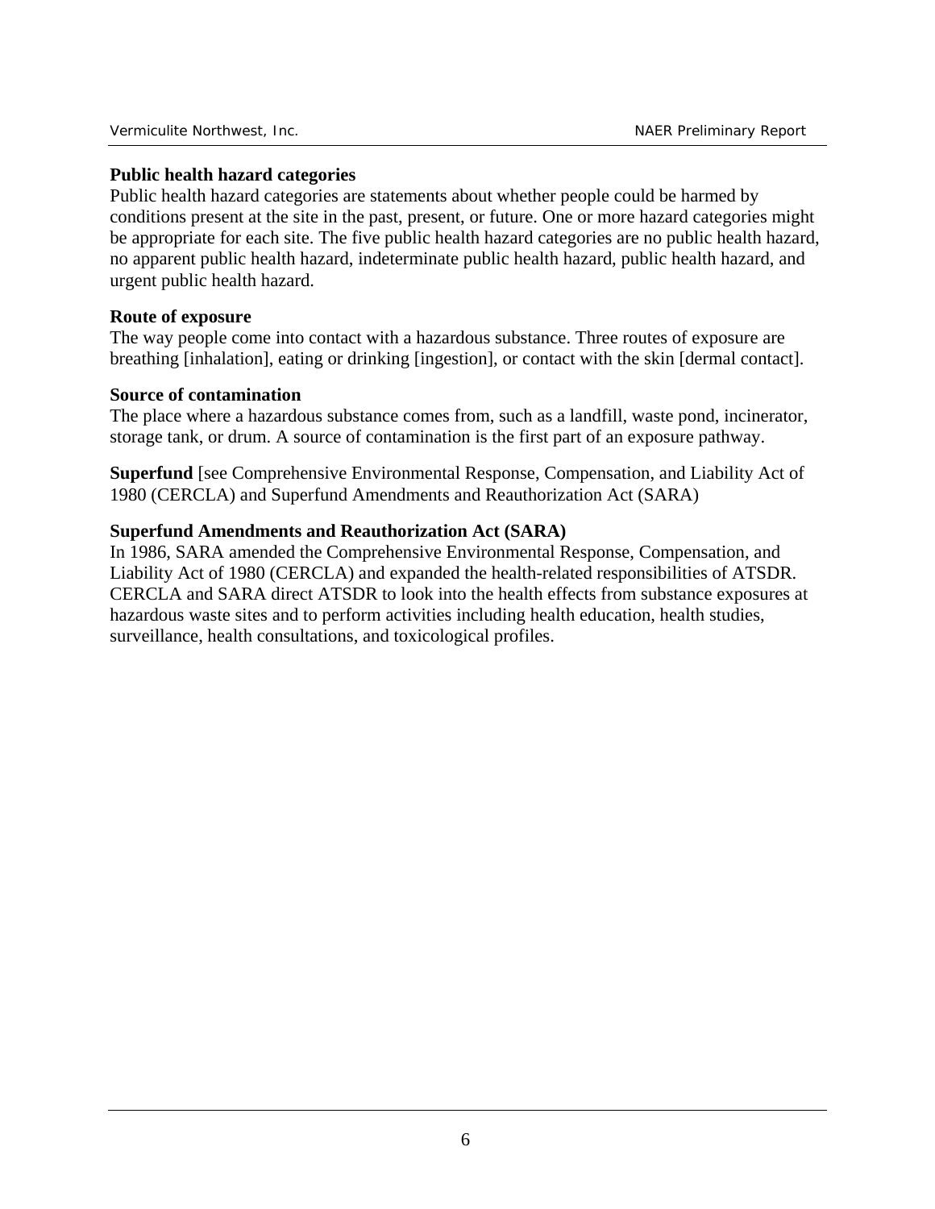**Public health hazard categories**
Public health hazard categories are statements about whether people could be harmed by conditions present at the site in the past, present, or future. One or more hazard categories might be appropriate for each site. The five public health hazard categories are no public health hazard, no apparent public health hazard, indeterminate public health hazard, public health hazard, and urgent public health hazard.

**Route of exposure**
The way people come into contact with a hazardous substance. Three routes of exposure are breathing [inhalation], eating or drinking [ingestion], or contact with the skin [dermal contact].

**Source of contamination**
The place where a hazardous substance comes from, such as a landfill, waste pond, incinerator, storage tank, or drum. A source of contamination is the first part of an exposure pathway.

**Superfund** [see Comprehensive Environmental Response, Compensation, and Liability Act of 1980 (CERCLA) and Superfund Amendments and Reauthorization Act (SARA)

**Superfund Amendments and Reauthorization Act (SARA)**
In 1986, SARA amended the Comprehensive Environmental Response, Compensation, and Liability Act of 1980 (CERCLA) and expanded the health-related responsibilities of ATSDR. CERCLA and SARA direct ATSDR to look into the health effects from substance exposures at hazardous waste sites and to perform activities including health education, health studies, surveillance, health consultations, and toxicological profiles.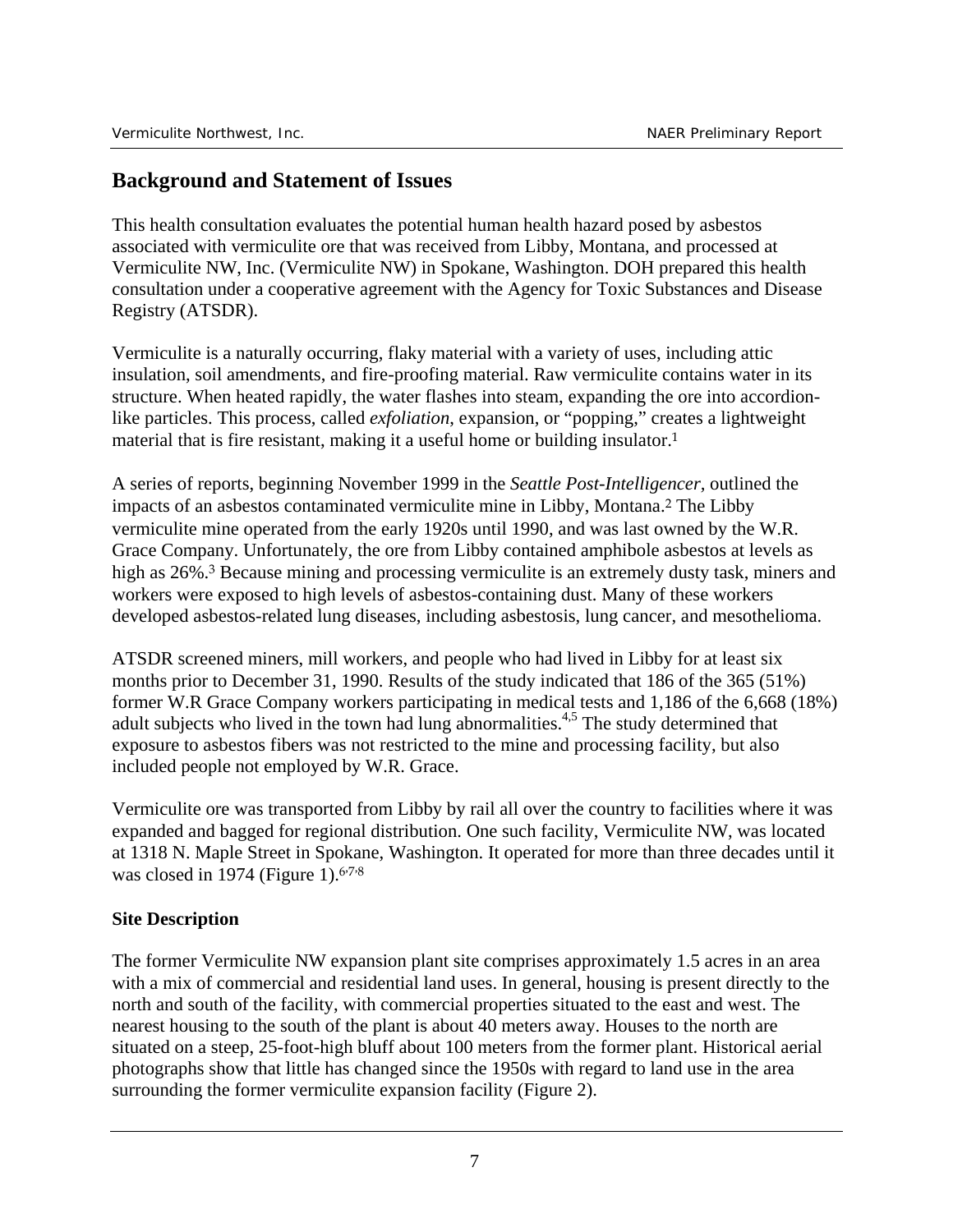## Background and Statement of Issues

This health consultation evaluates the potential human health hazard posed by asbestos associated with vermiculite ore that was received from Libby, Montana, and processed at Vermiculite NW, Inc. (Vermiculite NW) in Spokane, Washington. DOH prepared this health consultation under a cooperative agreement with the Agency for Toxic Substances and Disease Registry (ATSDR).

Vermiculite is a naturally occurring, flaky material with a variety of uses, including attic insulation, soil amendments, and fire-proofing material. Raw vermiculite contains water in its structure. When heated rapidly, the water flashes into steam, expanding the ore into accordion-like particles. This process, called *exfoliation*, expansion, or "popping," creates a lightweight material that is fire resistant, making it a useful home or building insulator.[1]

A series of reports, beginning November 1999 in the *Seattle Post-Intelligencer*, outlined the impacts of an asbestos contaminated vermiculite mine in Libby, Montana.[2] The Libby vermiculite mine operated from the early 1920s until 1990, and was last owned by the W.R. Grace Company. Unfortunately, the ore from Libby contained amphibole asbestos at levels as high as 26%.[3] Because mining and processing vermiculite is an extremely dusty task, miners and workers were exposed to high levels of asbestos-containing dust. Many of these workers developed asbestos-related lung diseases, including asbestosis, lung cancer, and mesothelioma.

ATSDR screened miners, mill workers, and people who had lived in Libby for at least six months prior to December 31, 1990. Results of the study indicated that 186 of the 365 (51%) former W.R Grace Company workers participating in medical tests and 1,186 of the 6,668 (18%) adult subjects who lived in the town had lung abnormalities.[4,5] The study determined that exposure to asbestos fibers was not restricted to the mine and processing facility, but also included people not employed by W.R. Grace.

Vermiculite ore was transported from Libby by rail all over the country to facilities where it was expanded and bagged for regional distribution. One such facility, Vermiculite NW, was located at 1318 N. Maple Street in Spokane, Washington. It operated for more than three decades until it was closed in 1974 (Figure 1).[6,7,8]

### Site Description

The former Vermiculite NW expansion plant site comprises approximately 1.5 acres in an area with a mix of commercial and residential land uses. In general, housing is present directly to the north and south of the facility, with commercial properties situated to the east and west. The nearest housing to the south of the plant is about 40 meters away. Houses to the north are situated on a steep, 25-foot-high bluff about 100 meters from the former plant. Historical aerial photographs show that little has changed since the 1950s with regard to land use in the area surrounding the former vermiculite expansion facility (Figure 2).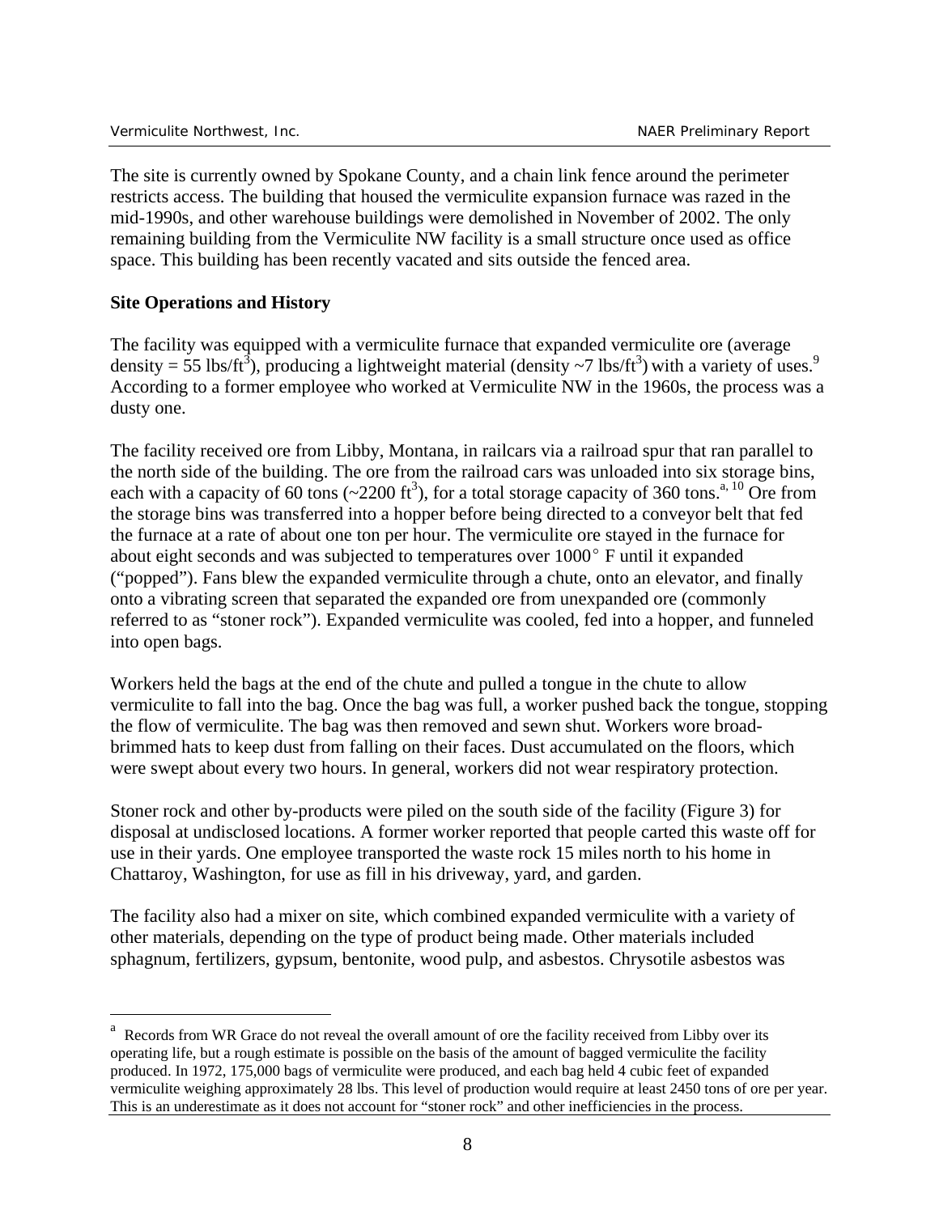The site is currently owned by Spokane County, and a chain link fence around the perimeter restricts access. The building that housed the vermiculite expansion furnace was razed in the mid-1990s, and other warehouse buildings were demolished in November of 2002. The only remaining building from the Vermiculite NW facility is a small structure once used as office space. This building has been recently vacated and sits outside the fenced area.

**Site Operations and History**

The facility was equipped with a vermiculite furnace that expanded vermiculite ore (average density = 55 lbs/ft$^3$), producing a lightweight material (density ~7 lbs/ft$^3$) with a variety of uses.[9] According to a former employee who worked at Vermiculite NW in the 1960s, the process was a dusty one.

The facility received ore from Libby, Montana, in railcars via a railroad spur that ran parallel to the north side of the building. The ore from the railroad cars was unloaded into six storage bins, each with a capacity of 60 tons (~2200 ft$^3$), for a total storage capacity of 360 tons.[a, 10] Ore from the storage bins was transferred into a hopper before being directed to a conveyor belt that fed the furnace at a rate of about one ton per hour. The vermiculite ore stayed in the furnace for about eight seconds and was subjected to temperatures over 1000° F until it expanded ("popped"). Fans blew the expanded vermiculite through a chute, onto an elevator, and finally onto a vibrating screen that separated the expanded ore from unexpanded ore (commonly referred to as "stoner rock"). Expanded vermiculite was cooled, fed into a hopper, and funneled into open bags.

Workers held the bags at the end of the chute and pulled a tongue in the chute to allow vermiculite to fall into the bag. Once the bag was full, a worker pushed back the tongue, stopping the flow of vermiculite. The bag was then removed and sewn shut. Workers wore broad-brimmed hats to keep dust from falling on their faces. Dust accumulated on the floors, which were swept about every two hours. In general, workers did not wear respiratory protection.

Stoner rock and other by-products were piled on the south side of the facility (Figure 3) for disposal at undisclosed locations. A former worker reported that people carted this waste off for use in their yards. One employee transported the waste rock 15 miles north to his home in Chattaroy, Washington, for use as fill in his driveway, yard, and garden.

The facility also had a mixer on site, which combined expanded vermiculite with a variety of other materials, depending on the type of product being made. Other materials included sphagnum, fertilizers, gypsum, bentonite, wood pulp, and asbestos. Chrysotile asbestos was

[a] Records from WR Grace do not reveal the overall amount of ore the facility received from Libby over its operating life, but a rough estimate is possible on the basis of the amount of bagged vermiculite the facility produced. In 1972, 175,000 bags of vermiculite were produced, and each bag held 4 cubic feet of expanded vermiculite weighing approximately 28 lbs. This level of production would require at least 2450 tons of ore per year. This is an underestimate as it does not account for "stoner rock" and other inefficiencies in the process.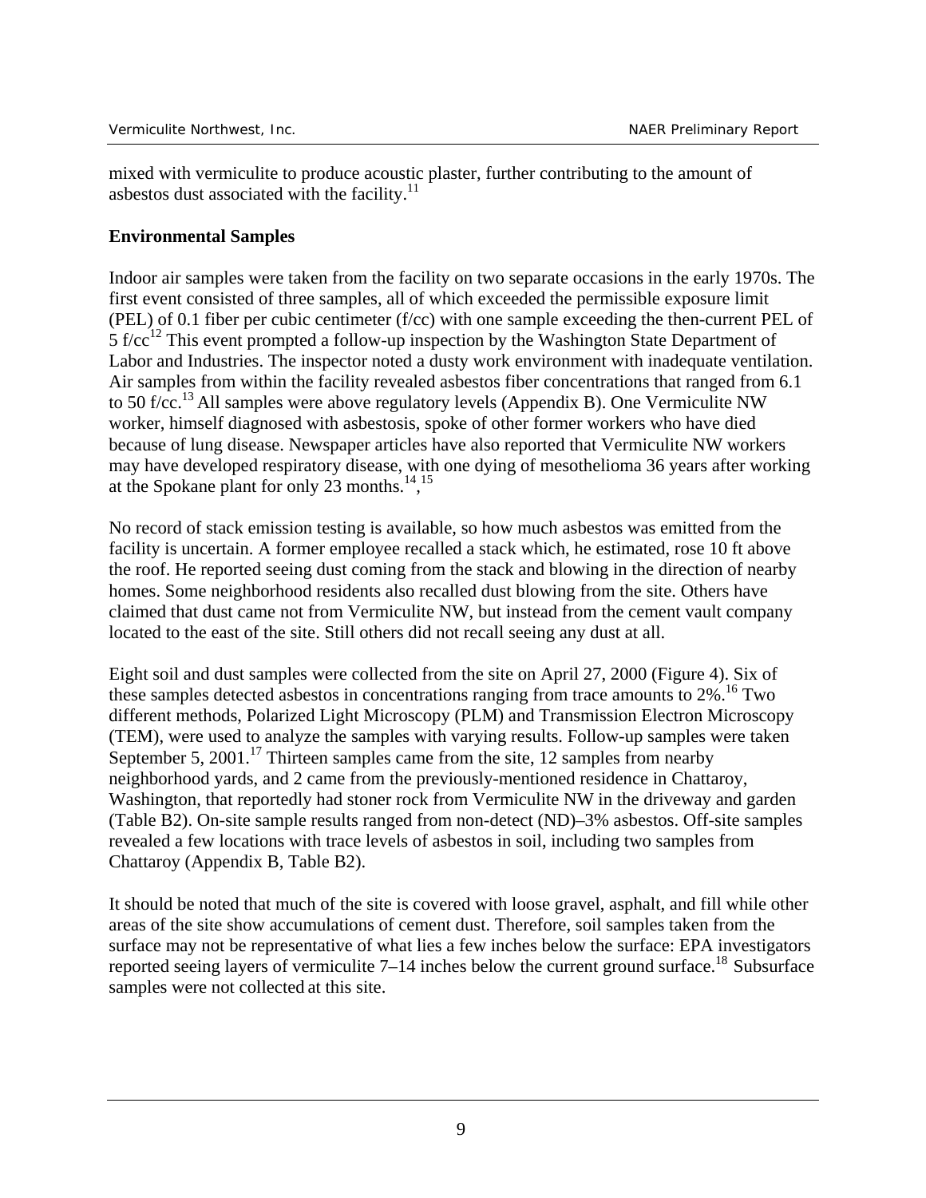mixed with vermiculite to produce acoustic plaster, further contributing to the amount of asbestos dust associated with the facility.[11]

**Environmental Samples**

Indoor air samples were taken from the facility on two separate occasions in the early 1970s. The first event consisted of three samples, all of which exceeded the permissible exposure limit (PEL) of 0.1 fiber per cubic centimeter (f/cc) with one sample exceeding the then-current PEL of 5 f/cc[12] This event prompted a follow-up inspection by the Washington State Department of Labor and Industries. The inspector noted a dusty work environment with inadequate ventilation. Air samples from within the facility revealed asbestos fiber concentrations that ranged from 6.1 to 50 f/cc.[13] All samples were above regulatory levels (Appendix B). One Vermiculite NW worker, himself diagnosed with asbestosis, spoke of other former workers who have died because of lung disease. Newspaper articles have also reported that Vermiculite NW workers may have developed respiratory disease, with one dying of mesothelioma 36 years after working at the Spokane plant for only 23 months.[14],[15]

No record of stack emission testing is available, so how much asbestos was emitted from the facility is uncertain. A former employee recalled a stack which, he estimated, rose 10 ft above the roof. He reported seeing dust coming from the stack and blowing in the direction of nearby homes. Some neighborhood residents also recalled dust blowing from the site. Others have claimed that dust came not from Vermiculite NW, but instead from the cement vault company located to the east of the site. Still others did not recall seeing any dust at all.

Eight soil and dust samples were collected from the site on April 27, 2000 (Figure 4). Six of these samples detected asbestos in concentrations ranging from trace amounts to 2%.[16] Two different methods, Polarized Light Microscopy (PLM) and Transmission Electron Microscopy (TEM), were used to analyze the samples with varying results. Follow-up samples were taken September 5, 2001.[17] Thirteen samples came from the site, 12 samples from nearby neighborhood yards, and 2 came from the previously-mentioned residence in Chattaroy, Washington, that reportedly had stoner rock from Vermiculite NW in the driveway and garden (Table B2). On-site sample results ranged from non-detect (ND)–3% asbestos. Off-site samples revealed a few locations with trace levels of asbestos in soil, including two samples from Chattaroy (Appendix B, Table B2).

It should be noted that much of the site is covered with loose gravel, asphalt, and fill while other areas of the site show accumulations of cement dust. Therefore, soil samples taken from the surface may not be representative of what lies a few inches below the surface: EPA investigators reported seeing layers of vermiculite 7–14 inches below the current ground surface.[18] Subsurface samples were not collected at this site.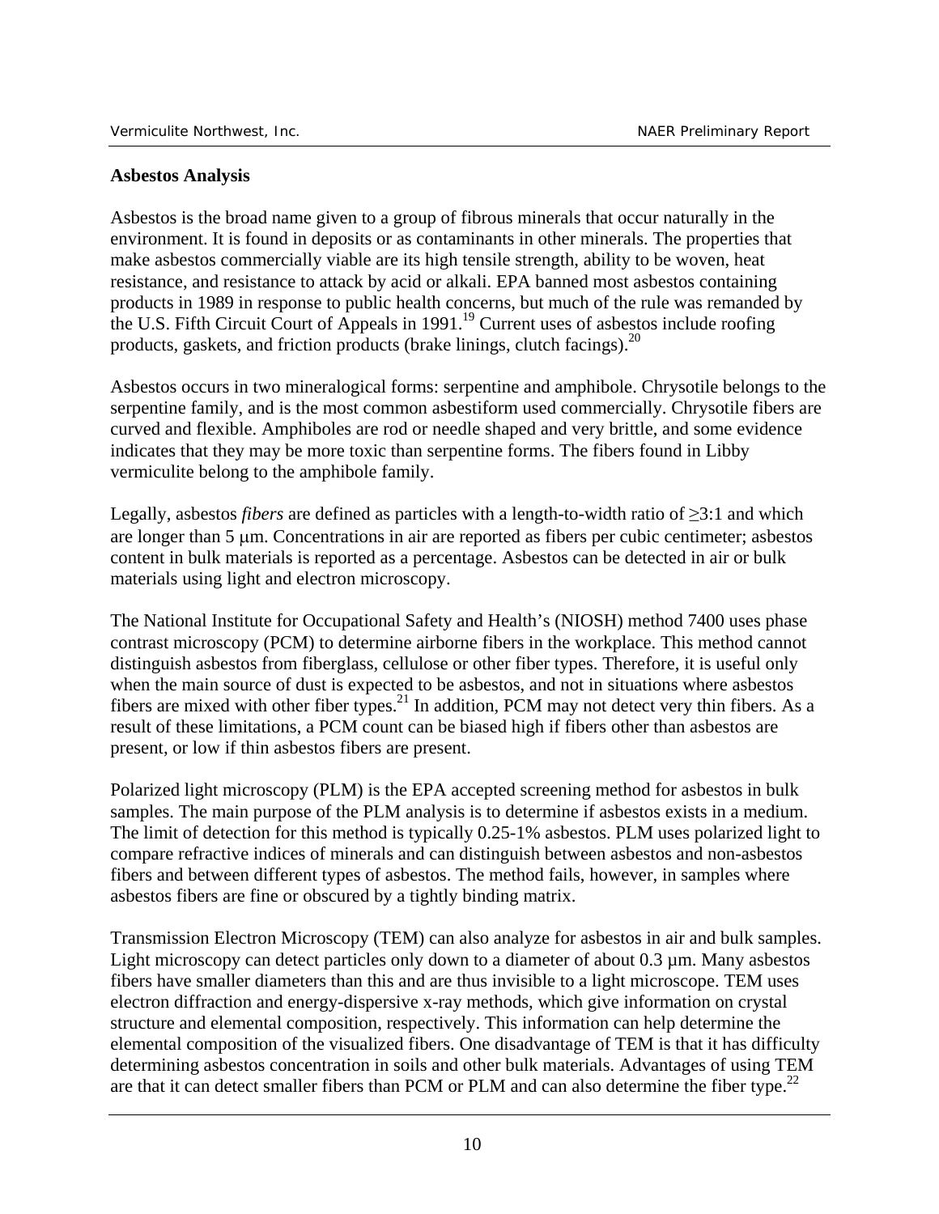### Asbestos Analysis

Asbestos is the broad name given to a group of fibrous minerals that occur naturally in the environment. It is found in deposits or as contaminants in other minerals. The properties that make asbestos commercially viable are its high tensile strength, ability to be woven, heat resistance, and resistance to attack by acid or alkali. EPA banned most asbestos containing products in 1989 in response to public health concerns, but much of the rule was remanded by the U.S. Fifth Circuit Court of Appeals in 1991.[19] Current uses of asbestos include roofing products, gaskets, and friction products (brake linings, clutch facings).[20]

Asbestos occurs in two mineralogical forms: serpentine and amphibole. Chrysotile belongs to the serpentine family, and is the most common asbestiform used commercially. Chrysotile fibers are curved and flexible. Amphiboles are rod or needle shaped and very brittle, and some evidence indicates that they may be more toxic than serpentine forms. The fibers found in Libby vermiculite belong to the amphibole family.

Legally, asbestos *fibers* are defined as particles with a length-to-width ratio of $\geq$3:1 and which are longer than 5 μm. Concentrations in air are reported as fibers per cubic centimeter; asbestos content in bulk materials is reported as a percentage. Asbestos can be detected in air or bulk materials using light and electron microscopy.

The National Institute for Occupational Safety and Health's (NIOSH) method 7400 uses phase contrast microscopy (PCM) to determine airborne fibers in the workplace. This method cannot distinguish asbestos from fiberglass, cellulose or other fiber types. Therefore, it is useful only when the main source of dust is expected to be asbestos, and not in situations where asbestos fibers are mixed with other fiber types.[21] In addition, PCM may not detect very thin fibers. As a result of these limitations, a PCM count can be biased high if fibers other than asbestos are present, or low if thin asbestos fibers are present.

Polarized light microscopy (PLM) is the EPA accepted screening method for asbestos in bulk samples. The main purpose of the PLM analysis is to determine if asbestos exists in a medium. The limit of detection for this method is typically 0.25-1% asbestos. PLM uses polarized light to compare refractive indices of minerals and can distinguish between asbestos and non-asbestos fibers and between different types of asbestos. The method fails, however, in samples where asbestos fibers are fine or obscured by a tightly binding matrix.

Transmission Electron Microscopy (TEM) can also analyze for asbestos in air and bulk samples. Light microscopy can detect particles only down to a diameter of about 0.3 µm. Many asbestos fibers have smaller diameters than this and are thus invisible to a light microscope. TEM uses electron diffraction and energy-dispersive x-ray methods, which give information on crystal structure and elemental composition, respectively. This information can help determine the elemental composition of the visualized fibers. One disadvantage of TEM is that it has difficulty determining asbestos concentration in soils and other bulk materials. Advantages of using TEM are that it can detect smaller fibers than PCM or PLM and can also determine the fiber type.[22]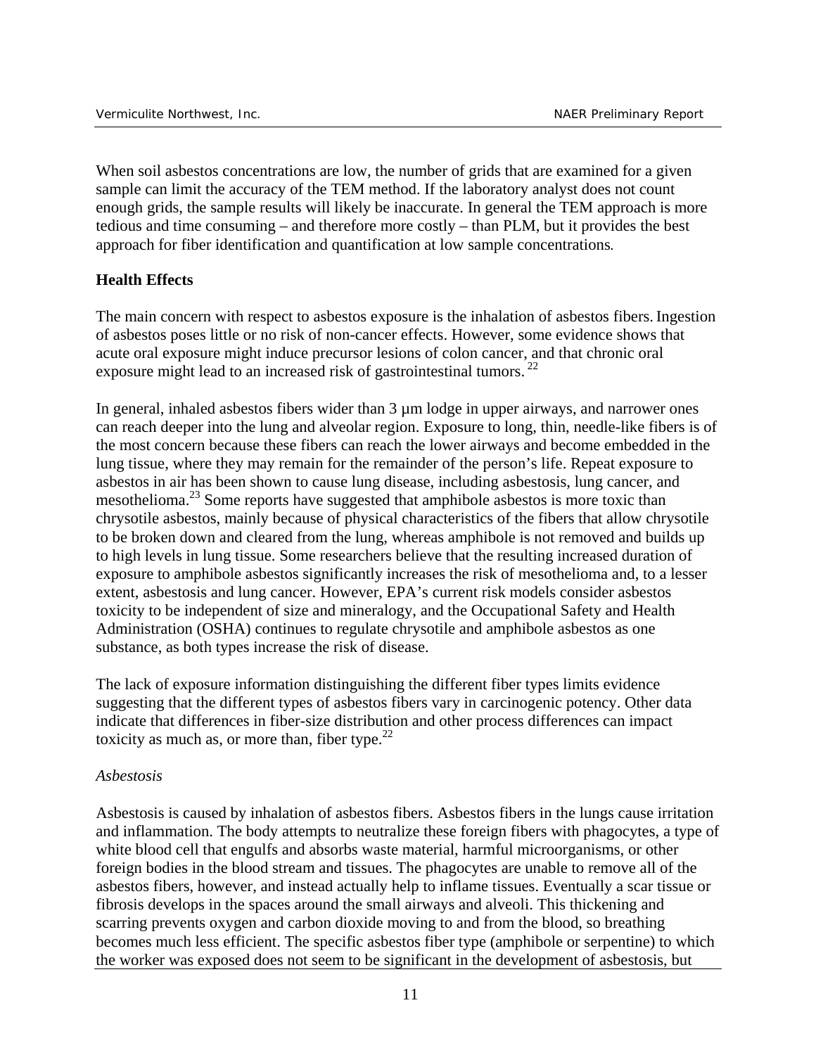When soil asbestos concentrations are low, the number of grids that are examined for a given sample can limit the accuracy of the TEM method. If the laboratory analyst does not count enough grids, the sample results will likely be inaccurate. In general the TEM approach is more tedious and time consuming – and therefore more costly – than PLM, but it provides the best approach for fiber identification and quantification at low sample concentrations.

## Health Effects

The main concern with respect to asbestos exposure is the inhalation of asbestos fibers. Ingestion of asbestos poses little or no risk of non-cancer effects. However, some evidence shows that acute oral exposure might induce precursor lesions of colon cancer, and that chronic oral exposure might lead to an increased risk of gastrointestinal tumors.[22]

In general, inhaled asbestos fibers wider than 3 µm lodge in upper airways, and narrower ones can reach deeper into the lung and alveolar region. Exposure to long, thin, needle-like fibers is of the most concern because these fibers can reach the lower airways and become embedded in the lung tissue, where they may remain for the remainder of the person's life. Repeat exposure to asbestos in air has been shown to cause lung disease, including asbestosis, lung cancer, and mesothelioma.[23] Some reports have suggested that amphibole asbestos is more toxic than chrysotile asbestos, mainly because of physical characteristics of the fibers that allow chrysotile to be broken down and cleared from the lung, whereas amphibole is not removed and builds up to high levels in lung tissue. Some researchers believe that the resulting increased duration of exposure to amphibole asbestos significantly increases the risk of mesothelioma and, to a lesser extent, asbestosis and lung cancer. However, EPA's current risk models consider asbestos toxicity to be independent of size and mineralogy, and the Occupational Safety and Health Administration (OSHA) continues to regulate chrysotile and amphibole asbestos as one substance, as both types increase the risk of disease.

The lack of exposure information distinguishing the different fiber types limits evidence suggesting that the different types of asbestos fibers vary in carcinogenic potency. Other data indicate that differences in fiber-size distribution and other process differences can impact toxicity as much as, or more than, fiber type.[22]

### *Asbestosis*

Asbestosis is caused by inhalation of asbestos fibers. Asbestos fibers in the lungs cause irritation and inflammation. The body attempts to neutralize these foreign fibers with phagocytes, a type of white blood cell that engulfs and absorbs waste material, harmful microorganisms, or other foreign bodies in the blood stream and tissues. The phagocytes are unable to remove all of the asbestos fibers, however, and instead actually help to inflame tissues. Eventually a scar tissue or fibrosis develops in the spaces around the small airways and alveoli. This thickening and scarring prevents oxygen and carbon dioxide moving to and from the blood, so breathing becomes much less efficient. The specific asbestos fiber type (amphibole or serpentine) to which the worker was exposed does not seem to be significant in the development of asbestosis, but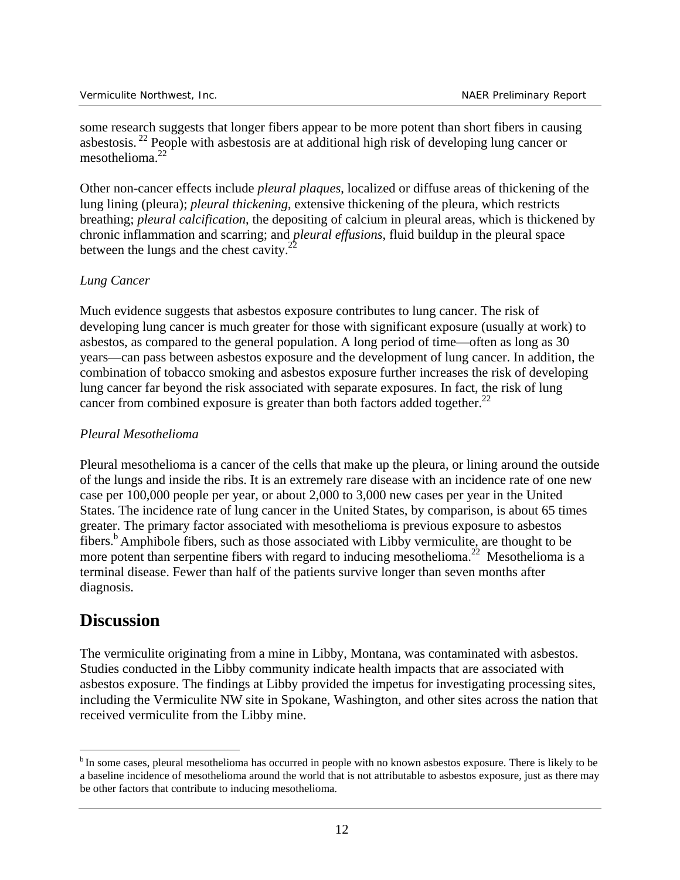some research suggests that longer fibers appear to be more potent than short fibers in causing asbestosis. [22] People with asbestosis are at additional high risk of developing lung cancer or mesothelioma.[22]

Other non-cancer effects include *pleural plaques*, localized or diffuse areas of thickening of the lung lining (pleura); *pleural thickening*, extensive thickening of the pleura, which restricts breathing; *pleural calcification*, the depositing of calcium in pleural areas, which is thickened by chronic inflammation and scarring; and *pleural effusions*, fluid buildup in the pleural space between the lungs and the chest cavity.[22]

*Lung Cancer*

Much evidence suggests that asbestos exposure contributes to lung cancer. The risk of developing lung cancer is much greater for those with significant exposure (usually at work) to asbestos, as compared to the general population. A long period of time—often as long as 30 years—can pass between asbestos exposure and the development of lung cancer. In addition, the combination of tobacco smoking and asbestos exposure further increases the risk of developing lung cancer far beyond the risk associated with separate exposures. In fact, the risk of lung cancer from combined exposure is greater than both factors added together.[22]

*Pleural Mesothelioma*

Pleural mesothelioma is a cancer of the cells that make up the pleura, or lining around the outside of the lungs and inside the ribs. It is an extremely rare disease with an incidence rate of one new case per 100,000 people per year, or about 2,000 to 3,000 new cases per year in the United States. The incidence rate of lung cancer in the United States, by comparison, is about 65 times greater. The primary factor associated with mesothelioma is previous exposure to asbestos fibers.[b] Amphibole fibers, such as those associated with Libby vermiculite, are thought to be more potent than serpentine fibers with regard to inducing mesothelioma.[22] Mesothelioma is a terminal disease. Fewer than half of the patients survive longer than seven months after diagnosis.

## Discussion

The vermiculite originating from a mine in Libby, Montana, was contaminated with asbestos. Studies conducted in the Libby community indicate health impacts that are associated with asbestos exposure. The findings at Libby provided the impetus for investigating processing sites, including the Vermiculite NW site in Spokane, Washington, and other sites across the nation that received vermiculite from the Libby mine.

[b] In some cases, pleural mesothelioma has occurred in people with no known asbestos exposure. There is likely to be a baseline incidence of mesothelioma around the world that is not attributable to asbestos exposure, just as there may be other factors that contribute to inducing mesothelioma.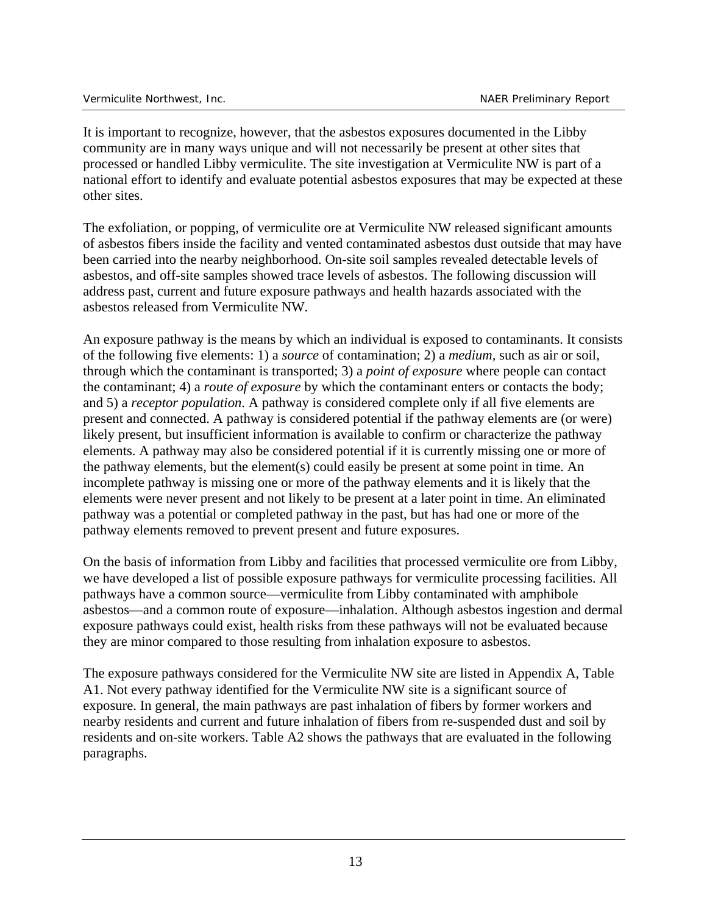It is important to recognize, however, that the asbestos exposures documented in the Libby community are in many ways unique and will not necessarily be present at other sites that processed or handled Libby vermiculite. The site investigation at Vermiculite NW is part of a national effort to identify and evaluate potential asbestos exposures that may be expected at these other sites.

The exfoliation, or popping, of vermiculite ore at Vermiculite NW released significant amounts of asbestos fibers inside the facility and vented contaminated asbestos dust outside that may have been carried into the nearby neighborhood. On-site soil samples revealed detectable levels of asbestos, and off-site samples showed trace levels of asbestos. The following discussion will address past, current and future exposure pathways and health hazards associated with the asbestos released from Vermiculite NW.

An exposure pathway is the means by which an individual is exposed to contaminants. It consists of the following five elements: 1) a *source* of contamination; 2) a *medium*, such as air or soil, through which the contaminant is transported; 3) a *point of exposure* where people can contact the contaminant; 4) a *route of exposure* by which the contaminant enters or contacts the body; and 5) a *receptor population*. A pathway is considered complete only if all five elements are present and connected. A pathway is considered potential if the pathway elements are (or were) likely present, but insufficient information is available to confirm or characterize the pathway elements. A pathway may also be considered potential if it is currently missing one or more of the pathway elements, but the element(s) could easily be present at some point in time. An incomplete pathway is missing one or more of the pathway elements and it is likely that the elements were never present and not likely to be present at a later point in time. An eliminated pathway was a potential or completed pathway in the past, but has had one or more of the pathway elements removed to prevent present and future exposures.

On the basis of information from Libby and facilities that processed vermiculite ore from Libby, we have developed a list of possible exposure pathways for vermiculite processing facilities. All pathways have a common source—vermiculite from Libby contaminated with amphibole asbestos—and a common route of exposure—inhalation. Although asbestos ingestion and dermal exposure pathways could exist, health risks from these pathways will not be evaluated because they are minor compared to those resulting from inhalation exposure to asbestos.

The exposure pathways considered for the Vermiculite NW site are listed in Appendix A, Table A1. Not every pathway identified for the Vermiculite NW site is a significant source of exposure. In general, the main pathways are past inhalation of fibers by former workers and nearby residents and current and future inhalation of fibers from re-suspended dust and soil by residents and on-site workers. Table A2 shows the pathways that are evaluated in the following paragraphs.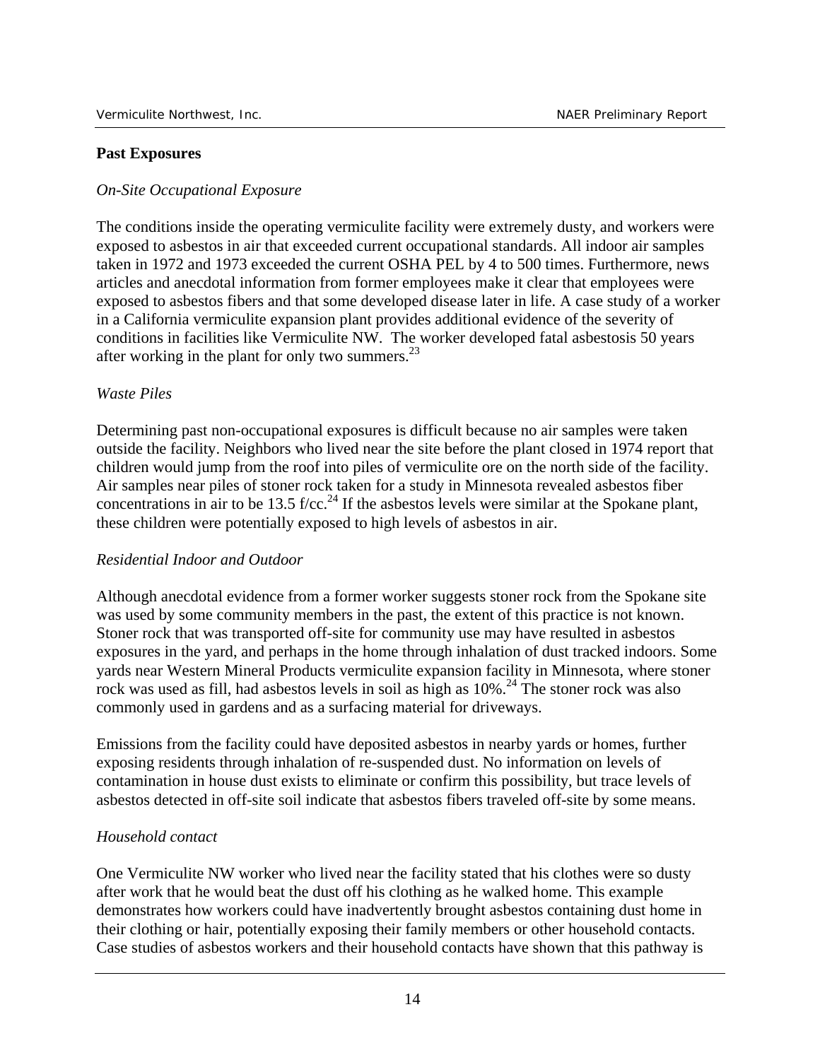**Past Exposures**

*On-Site Occupational Exposure*

The conditions inside the operating vermiculite facility were extremely dusty, and workers were exposed to asbestos in air that exceeded current occupational standards. All indoor air samples taken in 1972 and 1973 exceeded the current OSHA PEL by 4 to 500 times. Furthermore, news articles and anecdotal information from former employees make it clear that employees were exposed to asbestos fibers and that some developed disease later in life. A case study of a worker in a California vermiculite expansion plant provides additional evidence of the severity of conditions in facilities like Vermiculite NW. The worker developed fatal asbestosis 50 years after working in the plant for only two summers.[23]

*Waste Piles*

Determining past non-occupational exposures is difficult because no air samples were taken outside the facility. Neighbors who lived near the site before the plant closed in 1974 report that children would jump from the roof into piles of vermiculite ore on the north side of the facility. Air samples near piles of stoner rock taken for a study in Minnesota revealed asbestos fiber concentrations in air to be 13.5 f/cc.[24] If the asbestos levels were similar at the Spokane plant, these children were potentially exposed to high levels of asbestos in air.

*Residential Indoor and Outdoor*

Although anecdotal evidence from a former worker suggests stoner rock from the Spokane site was used by some community members in the past, the extent of this practice is not known. Stoner rock that was transported off-site for community use may have resulted in asbestos exposures in the yard, and perhaps in the home through inhalation of dust tracked indoors. Some yards near Western Mineral Products vermiculite expansion facility in Minnesota, where stoner rock was used as fill, had asbestos levels in soil as high as 10%.[24] The stoner rock was also commonly used in gardens and as a surfacing material for driveways.

Emissions from the facility could have deposited asbestos in nearby yards or homes, further exposing residents through inhalation of re-suspended dust. No information on levels of contamination in house dust exists to eliminate or confirm this possibility, but trace levels of asbestos detected in off-site soil indicate that asbestos fibers traveled off-site by some means.

*Household contact*

One Vermiculite NW worker who lived near the facility stated that his clothes were so dusty after work that he would beat the dust off his clothing as he walked home. This example demonstrates how workers could have inadvertently brought asbestos containing dust home in their clothing or hair, potentially exposing their family members or other household contacts. Case studies of asbestos workers and their household contacts have shown that this pathway is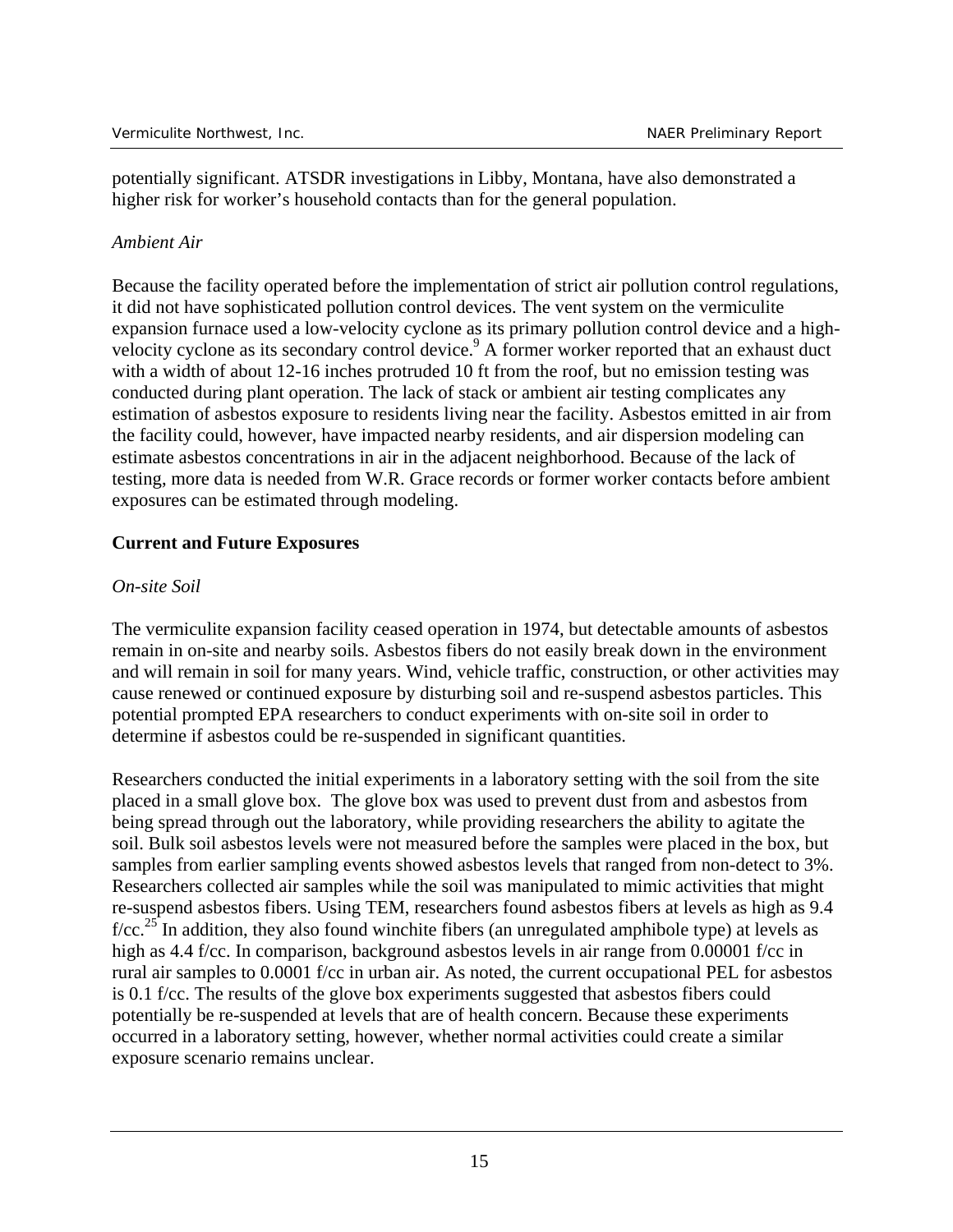potentially significant. ATSDR investigations in Libby, Montana, have also demonstrated a higher risk for worker's household contacts than for the general population.

*Ambient Air*

Because the facility operated before the implementation of strict air pollution control regulations, it did not have sophisticated pollution control devices. The vent system on the vermiculite expansion furnace used a low-velocity cyclone as its primary pollution control device and a high-velocity cyclone as its secondary control device.[9] A former worker reported that an exhaust duct with a width of about 12-16 inches protruded 10 ft from the roof, but no emission testing was conducted during plant operation. The lack of stack or ambient air testing complicates any estimation of asbestos exposure to residents living near the facility. Asbestos emitted in air from the facility could, however, have impacted nearby residents, and air dispersion modeling can estimate asbestos concentrations in air in the adjacent neighborhood. Because of the lack of testing, more data is needed from W.R. Grace records or former worker contacts before ambient exposures can be estimated through modeling.

**Current and Future Exposures**

*On-site Soil*

The vermiculite expansion facility ceased operation in 1974, but detectable amounts of asbestos remain in on-site and nearby soils. Asbestos fibers do not easily break down in the environment and will remain in soil for many years. Wind, vehicle traffic, construction, or other activities may cause renewed or continued exposure by disturbing soil and re-suspend asbestos particles. This potential prompted EPA researchers to conduct experiments with on-site soil in order to determine if asbestos could be re-suspended in significant quantities.

Researchers conducted the initial experiments in a laboratory setting with the soil from the site placed in a small glove box. The glove box was used to prevent dust from and asbestos from being spread through out the laboratory, while providing researchers the ability to agitate the soil. Bulk soil asbestos levels were not measured before the samples were placed in the box, but samples from earlier sampling events showed asbestos levels that ranged from non-detect to 3%. Researchers collected air samples while the soil was manipulated to mimic activities that might re-suspend asbestos fibers. Using TEM, researchers found asbestos fibers at levels as high as 9.4 f/cc.[25] In addition, they also found winchite fibers (an unregulated amphibole type) at levels as high as 4.4 f/cc. In comparison, background asbestos levels in air range from 0.00001 f/cc in rural air samples to 0.0001 f/cc in urban air. As noted, the current occupational PEL for asbestos is 0.1 f/cc. The results of the glove box experiments suggested that asbestos fibers could potentially be re-suspended at levels that are of health concern. Because these experiments occurred in a laboratory setting, however, whether normal activities could create a similar exposure scenario remains unclear.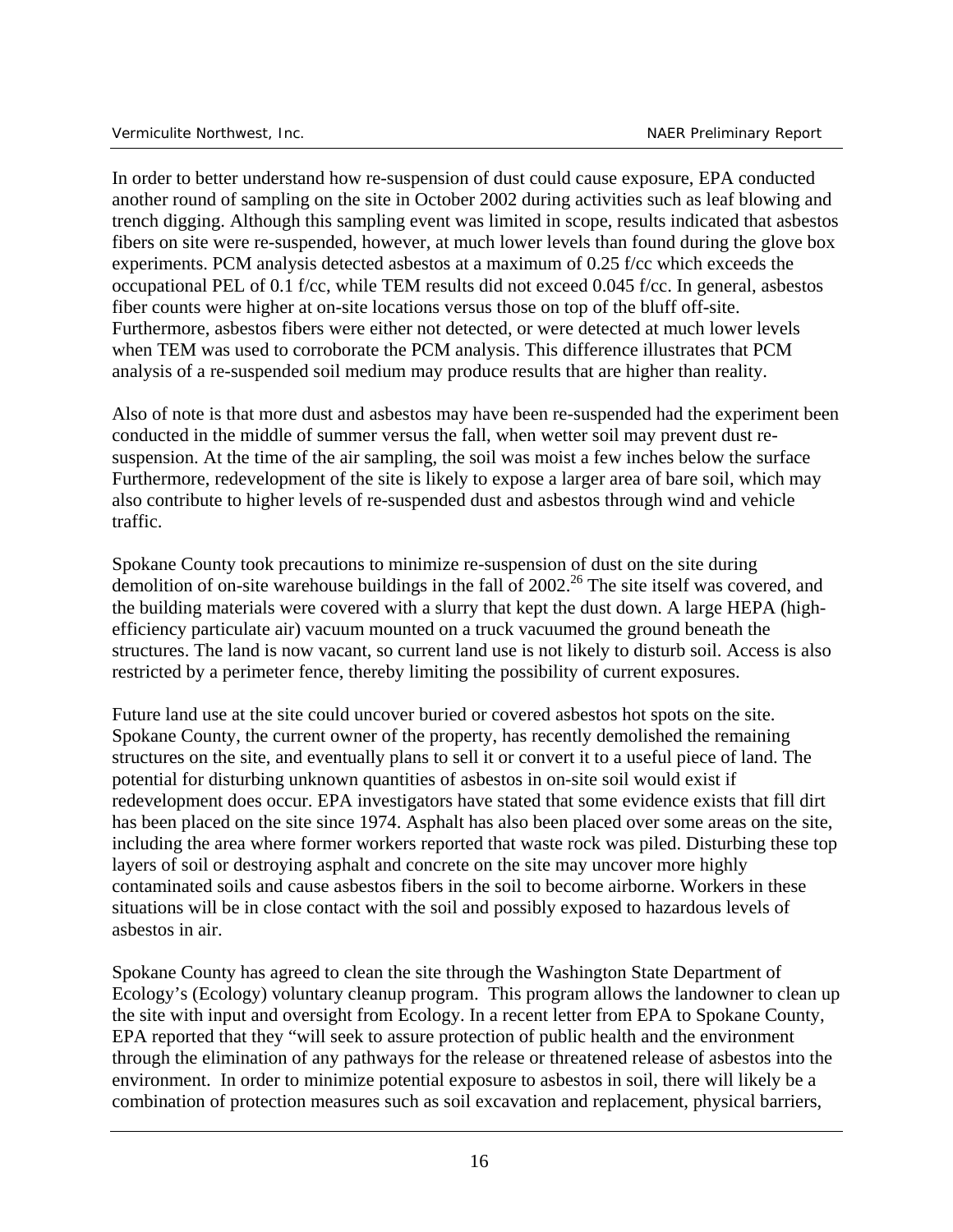In order to better understand how re-suspension of dust could cause exposure, EPA conducted another round of sampling on the site in October 2002 during activities such as leaf blowing and trench digging. Although this sampling event was limited in scope, results indicated that asbestos fibers on site were re-suspended, however, at much lower levels than found during the glove box experiments. PCM analysis detected asbestos at a maximum of 0.25 f/cc which exceeds the occupational PEL of 0.1 f/cc, while TEM results did not exceed 0.045 f/cc. In general, asbestos fiber counts were higher at on-site locations versus those on top of the bluff off-site. Furthermore, asbestos fibers were either not detected, or were detected at much lower levels when TEM was used to corroborate the PCM analysis. This difference illustrates that PCM analysis of a re-suspended soil medium may produce results that are higher than reality.

Also of note is that more dust and asbestos may have been re-suspended had the experiment been conducted in the middle of summer versus the fall, when wetter soil may prevent dust re-suspension. At the time of the air sampling, the soil was moist a few inches below the surface Furthermore, redevelopment of the site is likely to expose a larger area of bare soil, which may also contribute to higher levels of re-suspended dust and asbestos through wind and vehicle traffic.

Spokane County took precautions to minimize re-suspension of dust on the site during demolition of on-site warehouse buildings in the fall of 2002.[26] The site itself was covered, and the building materials were covered with a slurry that kept the dust down. A large HEPA (high-efficiency particulate air) vacuum mounted on a truck vacuumed the ground beneath the structures. The land is now vacant, so current land use is not likely to disturb soil. Access is also restricted by a perimeter fence, thereby limiting the possibility of current exposures.

Future land use at the site could uncover buried or covered asbestos hot spots on the site. Spokane County, the current owner of the property, has recently demolished the remaining structures on the site, and eventually plans to sell it or convert it to a useful piece of land. The potential for disturbing unknown quantities of asbestos in on-site soil would exist if redevelopment does occur. EPA investigators have stated that some evidence exists that fill dirt has been placed on the site since 1974. Asphalt has also been placed over some areas on the site, including the area where former workers reported that waste rock was piled. Disturbing these top layers of soil or destroying asphalt and concrete on the site may uncover more highly contaminated soils and cause asbestos fibers in the soil to become airborne. Workers in these situations will be in close contact with the soil and possibly exposed to hazardous levels of asbestos in air.

Spokane County has agreed to clean the site through the Washington State Department of Ecology's (Ecology) voluntary cleanup program. This program allows the landowner to clean up the site with input and oversight from Ecology. In a recent letter from EPA to Spokane County, EPA reported that they "will seek to assure protection of public health and the environment through the elimination of any pathways for the release or threatened release of asbestos into the environment. In order to minimize potential exposure to asbestos in soil, there will likely be a combination of protection measures such as soil excavation and replacement, physical barriers,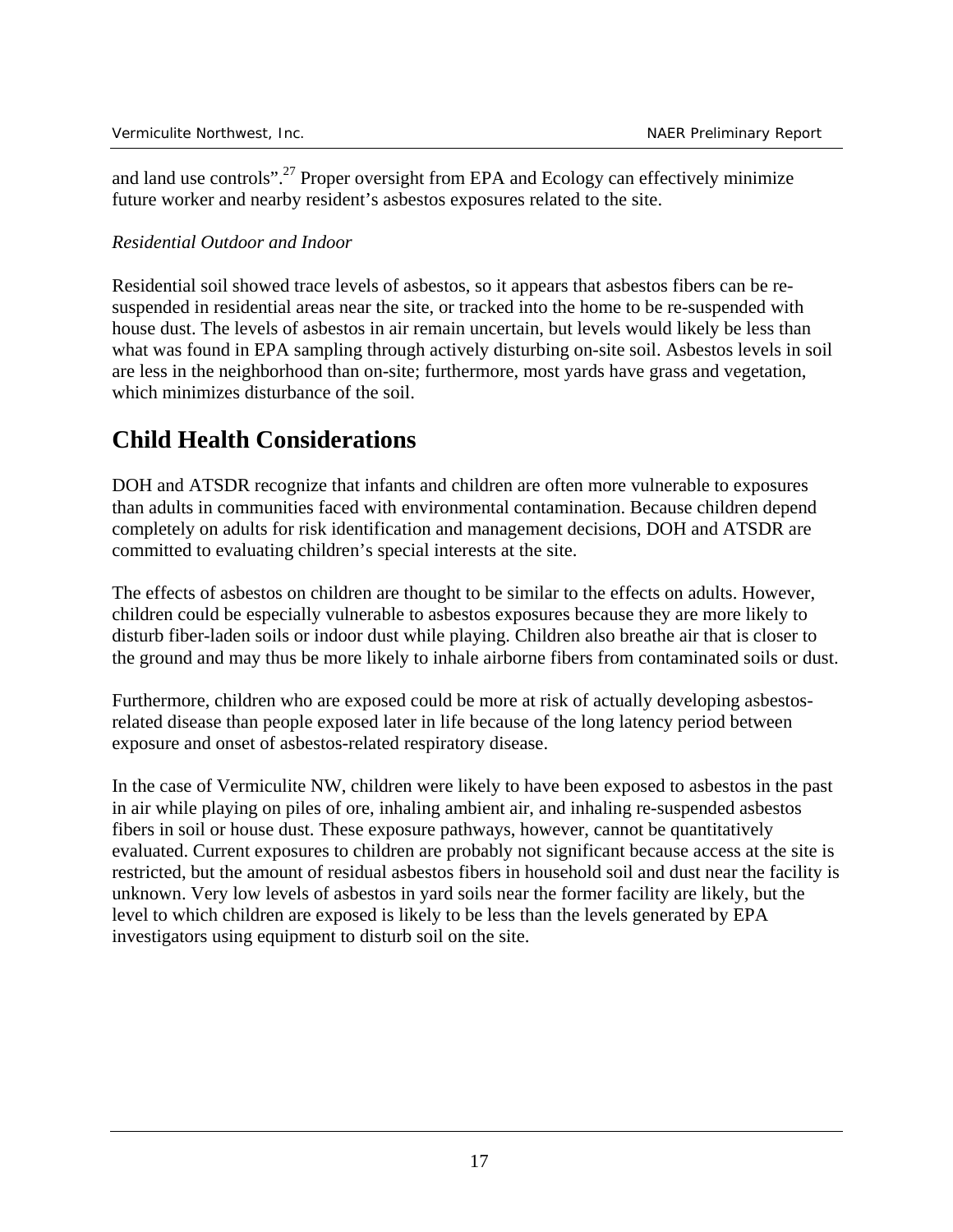and land use controls".[27] Proper oversight from EPA and Ecology can effectively minimize future worker and nearby resident's asbestos exposures related to the site.

*Residential Outdoor and Indoor*

Residential soil showed trace levels of asbestos, so it appears that asbestos fibers can be re-suspended in residential areas near the site, or tracked into the home to be re-suspended with house dust. The levels of asbestos in air remain uncertain, but levels would likely be less than what was found in EPA sampling through actively disturbing on-site soil. Asbestos levels in soil are less in the neighborhood than on-site; furthermore, most yards have grass and vegetation, which minimizes disturbance of the soil.

## Child Health Considerations

DOH and ATSDR recognize that infants and children are often more vulnerable to exposures than adults in communities faced with environmental contamination. Because children depend completely on adults for risk identification and management decisions, DOH and ATSDR are committed to evaluating children's special interests at the site.

The effects of asbestos on children are thought to be similar to the effects on adults. However, children could be especially vulnerable to asbestos exposures because they are more likely to disturb fiber-laden soils or indoor dust while playing. Children also breathe air that is closer to the ground and may thus be more likely to inhale airborne fibers from contaminated soils or dust.

Furthermore, children who are exposed could be more at risk of actually developing asbestos-related disease than people exposed later in life because of the long latency period between exposure and onset of asbestos-related respiratory disease.

In the case of Vermiculite NW, children were likely to have been exposed to asbestos in the past in air while playing on piles of ore, inhaling ambient air, and inhaling re-suspended asbestos fibers in soil or house dust. These exposure pathways, however, cannot be quantitatively evaluated. Current exposures to children are probably not significant because access at the site is restricted, but the amount of residual asbestos fibers in household soil and dust near the facility is unknown. Very low levels of asbestos in yard soils near the former facility are likely, but the level to which children are exposed is likely to be less than the levels generated by EPA investigators using equipment to disturb soil on the site.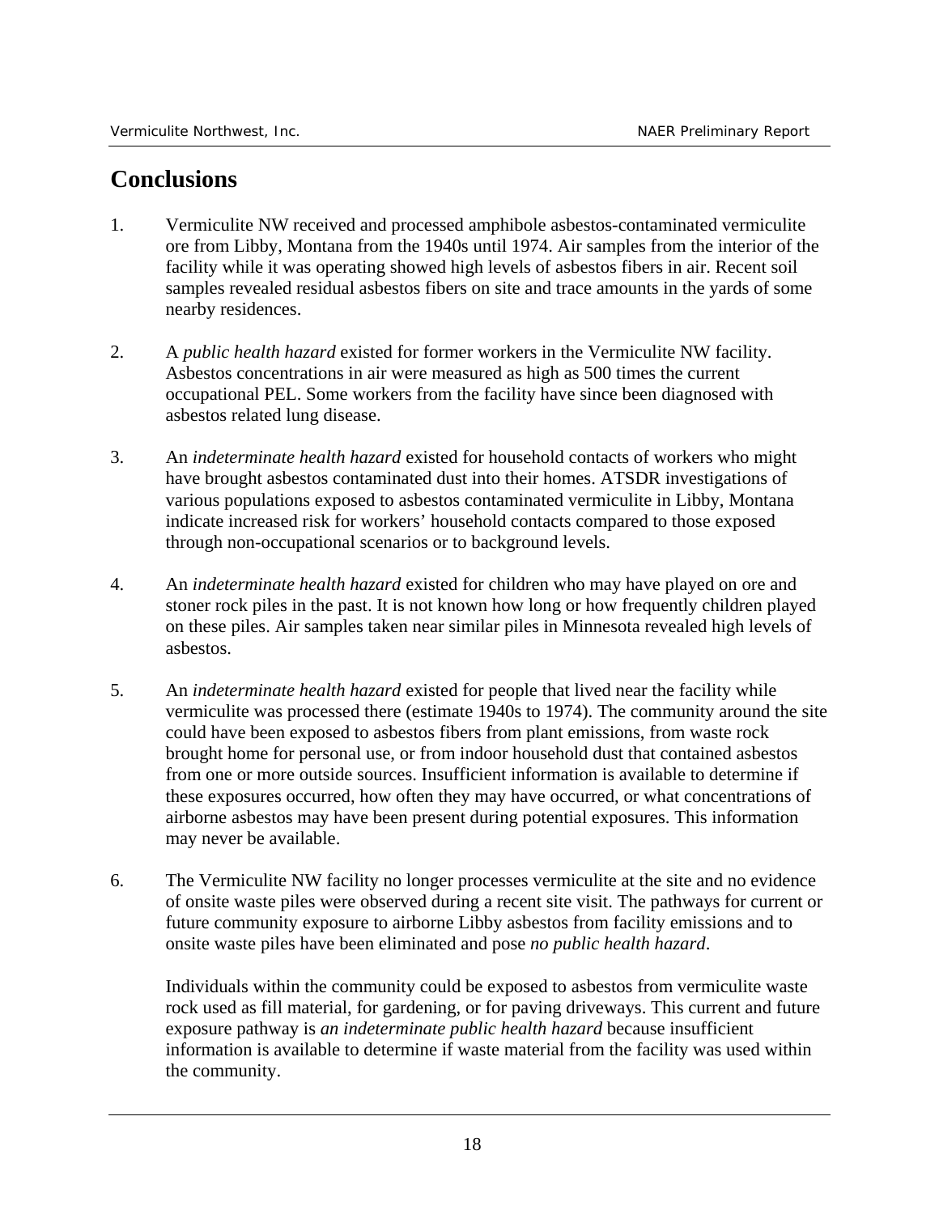## Conclusions

1. Vermiculite NW received and processed amphibole asbestos-contaminated vermiculite ore from Libby, Montana from the 1940s until 1974. Air samples from the interior of the facility while it was operating showed high levels of asbestos fibers in air. Recent soil samples revealed residual asbestos fibers on site and trace amounts in the yards of some nearby residences.

2. A *public health hazard* existed for former workers in the Vermiculite NW facility. Asbestos concentrations in air were measured as high as 500 times the current occupational PEL. Some workers from the facility have since been diagnosed with asbestos related lung disease.

3. An *indeterminate health hazard* existed for household contacts of workers who might have brought asbestos contaminated dust into their homes. ATSDR investigations of various populations exposed to asbestos contaminated vermiculite in Libby, Montana indicate increased risk for workers' household contacts compared to those exposed through non-occupational scenarios or to background levels.

4. An *indeterminate health hazard* existed for children who may have played on ore and stoner rock piles in the past. It is not known how long or how frequently children played on these piles. Air samples taken near similar piles in Minnesota revealed high levels of asbestos.

5. An *indeterminate health hazard* existed for people that lived near the facility while vermiculite was processed there (estimate 1940s to 1974). The community around the site could have been exposed to asbestos fibers from plant emissions, from waste rock brought home for personal use, or from indoor household dust that contained asbestos from one or more outside sources. Insufficient information is available to determine if these exposures occurred, how often they may have occurred, or what concentrations of airborne asbestos may have been present during potential exposures. This information may never be available.

6. The Vermiculite NW facility no longer processes vermiculite at the site and no evidence of onsite waste piles were observed during a recent site visit. The pathways for current or future community exposure to airborne Libby asbestos from facility emissions and to onsite waste piles have been eliminated and pose *no public health hazard*.

   Individuals within the community could be exposed to asbestos from vermiculite waste rock used as fill material, for gardening, or for paving driveways. This current and future exposure pathway is *an indeterminate public health hazard* because insufficient information is available to determine if waste material from the facility was used within the community.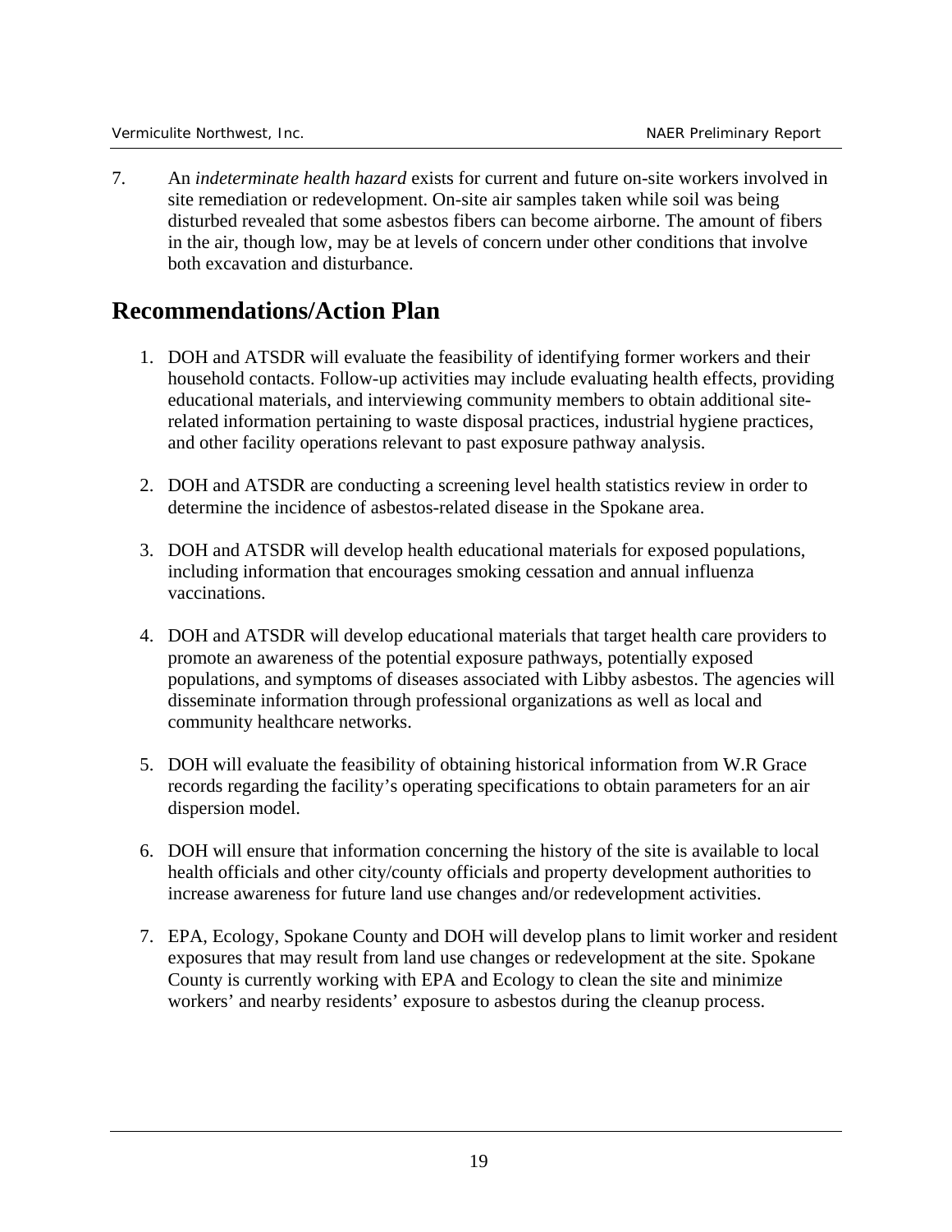7. An *indeterminate health hazard* exists for current and future on-site workers involved in site remediation or redevelopment. On-site air samples taken while soil was being disturbed revealed that some asbestos fibers can become airborne. The amount of fibers in the air, though low, may be at levels of concern under other conditions that involve both excavation and disturbance.

## Recommendations/Action Plan

1. DOH and ATSDR will evaluate the feasibility of identifying former workers and their household contacts. Follow-up activities may include evaluating health effects, providing educational materials, and interviewing community members to obtain additional site-related information pertaining to waste disposal practices, industrial hygiene practices, and other facility operations relevant to past exposure pathway analysis.

2. DOH and ATSDR are conducting a screening level health statistics review in order to determine the incidence of asbestos-related disease in the Spokane area.

3. DOH and ATSDR will develop health educational materials for exposed populations, including information that encourages smoking cessation and annual influenza vaccinations.

4. DOH and ATSDR will develop educational materials that target health care providers to promote an awareness of the potential exposure pathways, potentially exposed populations, and symptoms of diseases associated with Libby asbestos. The agencies will disseminate information through professional organizations as well as local and community healthcare networks.

5. DOH will evaluate the feasibility of obtaining historical information from W.R Grace records regarding the facility's operating specifications to obtain parameters for an air dispersion model.

6. DOH will ensure that information concerning the history of the site is available to local health officials and other city/county officials and property development authorities to increase awareness for future land use changes and/or redevelopment activities.

7. EPA, Ecology, Spokane County and DOH will develop plans to limit worker and resident exposures that may result from land use changes or redevelopment at the site. Spokane County is currently working with EPA and Ecology to clean the site and minimize workers' and nearby residents' exposure to asbestos during the cleanup process.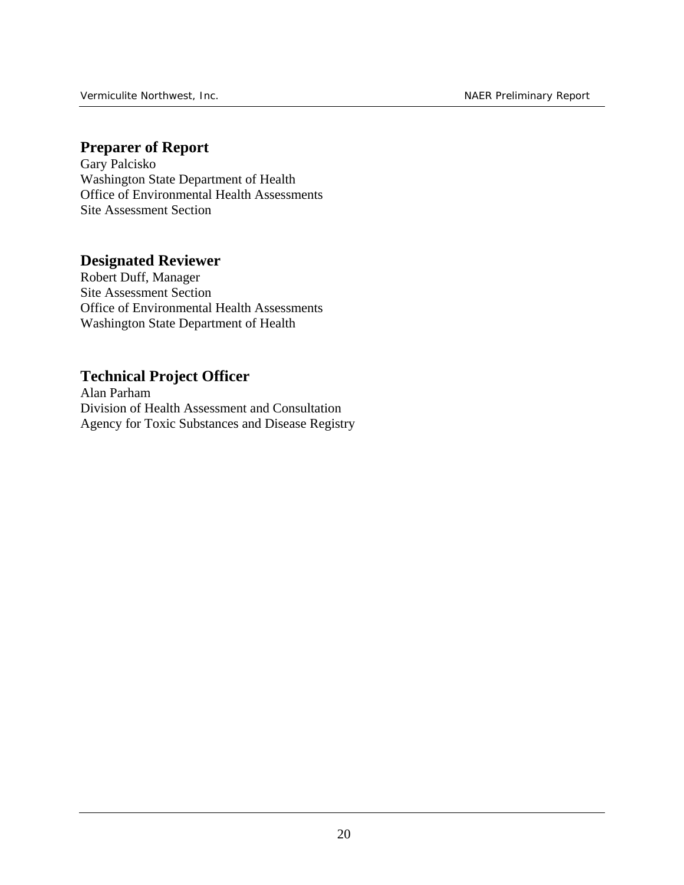## Preparer of Report

Gary Palcisko
Washington State Department of Health
Office of Environmental Health Assessments
Site Assessment Section

## Designated Reviewer

Robert Duff, Manager
Site Assessment Section
Office of Environmental Health Assessments
Washington State Department of Health

## Technical Project Officer

Alan Parham
Division of Health Assessment and Consultation
Agency for Toxic Substances and Disease Registry